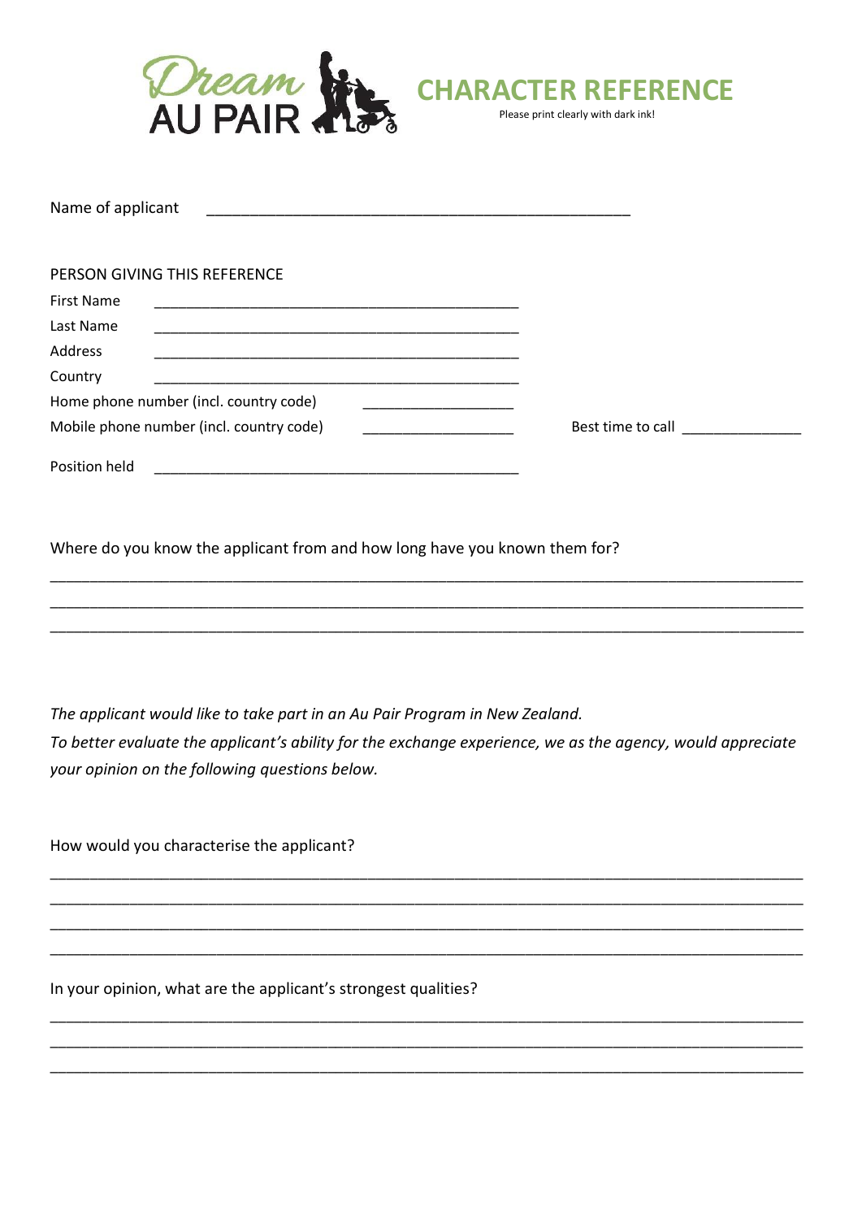Dream AU PAIR

# CHARACTER REFERENCE

Please print clearly with dark ink!

Name of applicant ______________________________________________

PERSON GIVING THIS REFERENCE

First Name ______________________________________________

Last Name ______________________________________________

Address ______________________________________________

Country ______________________________________________

Home phone number (incl. country code) ____________________

Mobile phone number (incl. country code) ____________________ Best time to call _______________

Position held ______________________________________________

Where do you know the applicant from and how long have you known them for?

_____________________________________________________________________________________

_____________________________________________________________________________________

_____________________________________________________________________________________

*The applicant would like to take part in an Au Pair Program in New Zealand.*

*To better evaluate the applicant's ability for the exchange experience, we as the agency, would appreciate your opinion on the following questions below.*

How would you characterise the applicant?

_____________________________________________________________________________________

_____________________________________________________________________________________

_____________________________________________________________________________________

_____________________________________________________________________________________

In your opinion, what are the applicant's strongest qualities?

_____________________________________________________________________________________

_____________________________________________________________________________________

_____________________________________________________________________________________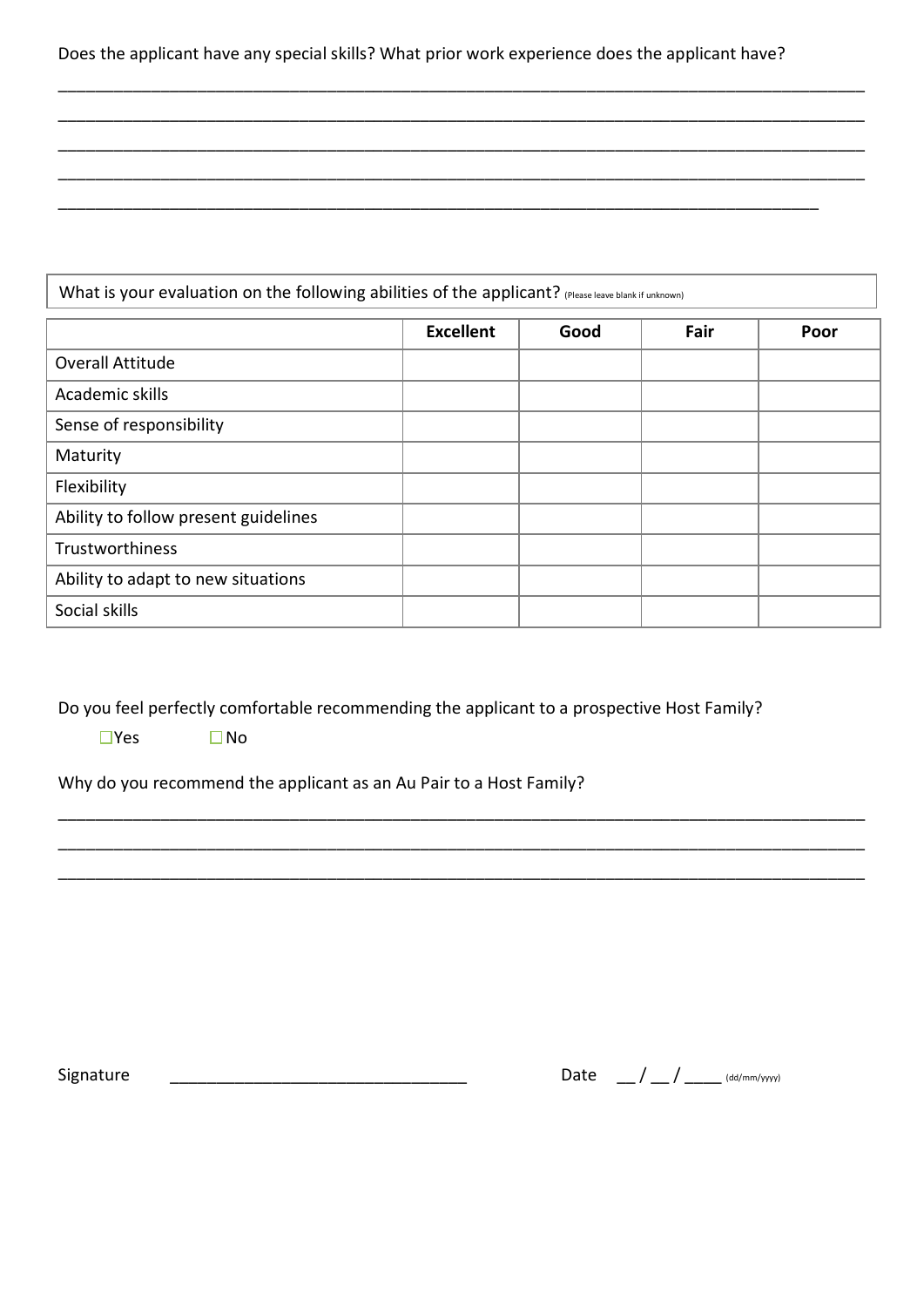Does the applicant have any special skills? What prior work experience does the applicant have?

_______________________________________________________________________________________

_______________________________________________________________________________________

_______________________________________________________________________________________

_______________________________________________________________________________________

___________________________________________________________________________________

What is your evaluation on the following abilities of the applicant? (Please leave blank if unknown)

| | Excellent | Good | Fair | Poor |
|---|---|---|---|---|
| Overall Attitude | | | | |
| Academic skills | | | | |
| Sense of responsibility | | | | |
| Maturity | | | | |
| Flexibility | | | | |
| Ability to follow present guidelines | | | | |
| Trustworthiness | | | | |
| Ability to adapt to new situations | | | | |
| Social skills | | | | |

Do you feel perfectly comfortable recommending the applicant to a prospective Host Family?

☐Yes ☐No

Why do you recommend the applicant as an Au Pair to a Host Family?

_______________________________________________________________________________________

_______________________________________________________________________________________

_______________________________________________________________________________________

Signature ________________________________ Date __ / __ / ____ (dd/mm/yyyy)